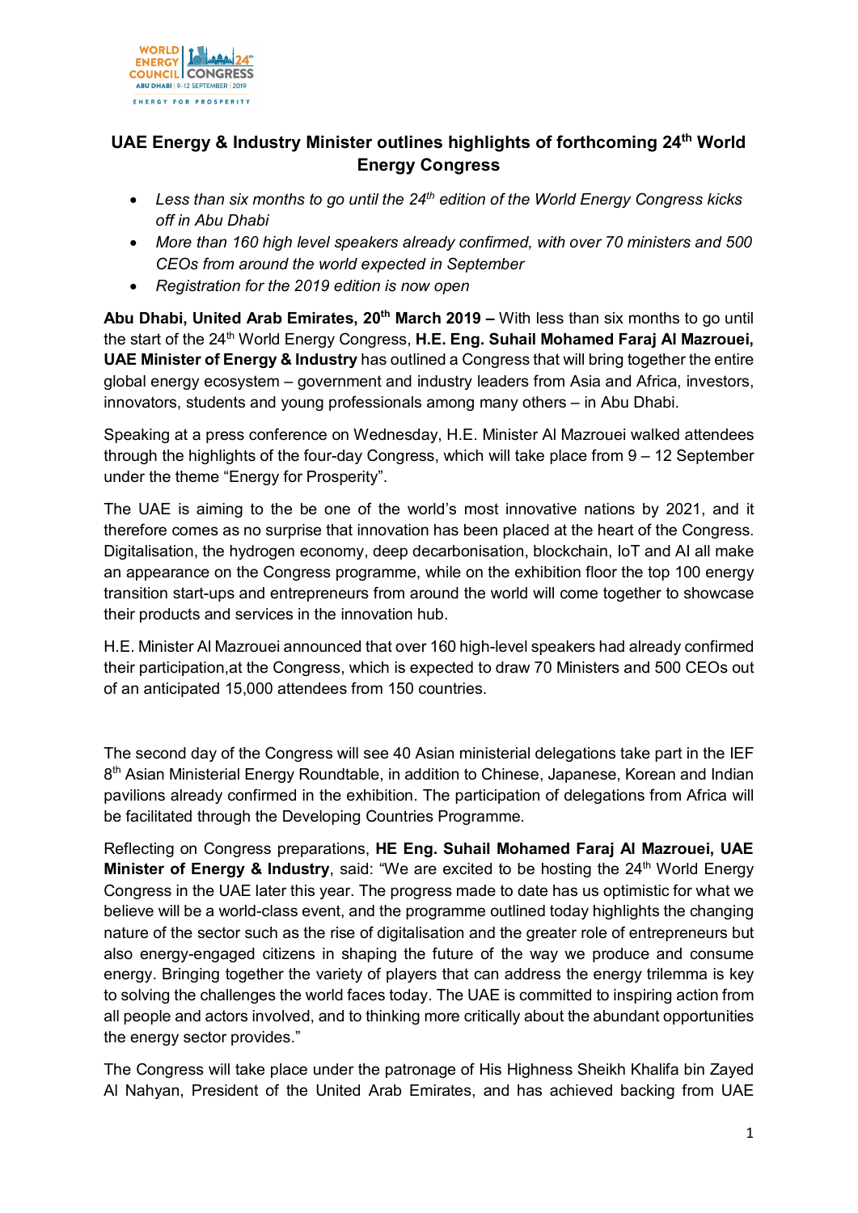# UAE Energy & Industry Minister outlines highlights of forthcoming 24th World Energy Congress

- *Less than six months to go until the 24th edition of the World Energy Congress kicks off in Abu Dhabi*
- *More than 160 high level speakers already confirmed, with over 70 ministers and 500 CEOs from around the world expected in September*
- *Registration for the 2019 edition is now open*

**Abu Dhabi, United Arab Emirates, 20th March 2019 –** With less than six months to go until the start of the 24th World Energy Congress, **H.E. Eng. Suhail Mohamed Faraj Al Mazrouei, UAE Minister of Energy & Industry** has outlined a Congress that will bring together the entire global energy ecosystem – government and industry leaders from Asia and Africa, investors, innovators, students and young professionals among many others – in Abu Dhabi.

Speaking at a press conference on Wednesday, H.E. Minister Al Mazrouei walked attendees through the highlights of the four-day Congress, which will take place from 9 – 12 September under the theme "Energy for Prosperity".

The UAE is aiming to the be one of the world's most innovative nations by 2021, and it therefore comes as no surprise that innovation has been placed at the heart of the Congress. Digitalisation, the hydrogen economy, deep decarbonisation, blockchain, IoT and AI all make an appearance on the Congress programme, while on the exhibition floor the top 100 energy transition start-ups and entrepreneurs from around the world will come together to showcase their products and services in the innovation hub.

H.E. Minister Al Mazrouei announced that over 160 high-level speakers had already confirmed their participation,at the Congress, which is expected to draw 70 Ministers and 500 CEOs out of an anticipated 15,000 attendees from 150 countries.

The second day of the Congress will see 40 Asian ministerial delegations take part in the IEF 8th Asian Ministerial Energy Roundtable, in addition to Chinese, Japanese, Korean and Indian pavilions already confirmed in the exhibition. The participation of delegations from Africa will be facilitated through the Developing Countries Programme.

Reflecting on Congress preparations, **HE Eng. Suhail Mohamed Faraj Al Mazrouei, UAE Minister of Energy & Industry**, said: "We are excited to be hosting the 24th World Energy Congress in the UAE later this year. The progress made to date has us optimistic for what we believe will be a world-class event, and the programme outlined today highlights the changing nature of the sector such as the rise of digitalisation and the greater role of entrepreneurs but also energy-engaged citizens in shaping the future of the way we produce and consume energy. Bringing together the variety of players that can address the energy trilemma is key to solving the challenges the world faces today. The UAE is committed to inspiring action from all people and actors involved, and to thinking more critically about the abundant opportunities the energy sector provides."

The Congress will take place under the patronage of His Highness Sheikh Khalifa bin Zayed Al Nahyan, President of the United Arab Emirates, and has achieved backing from UAE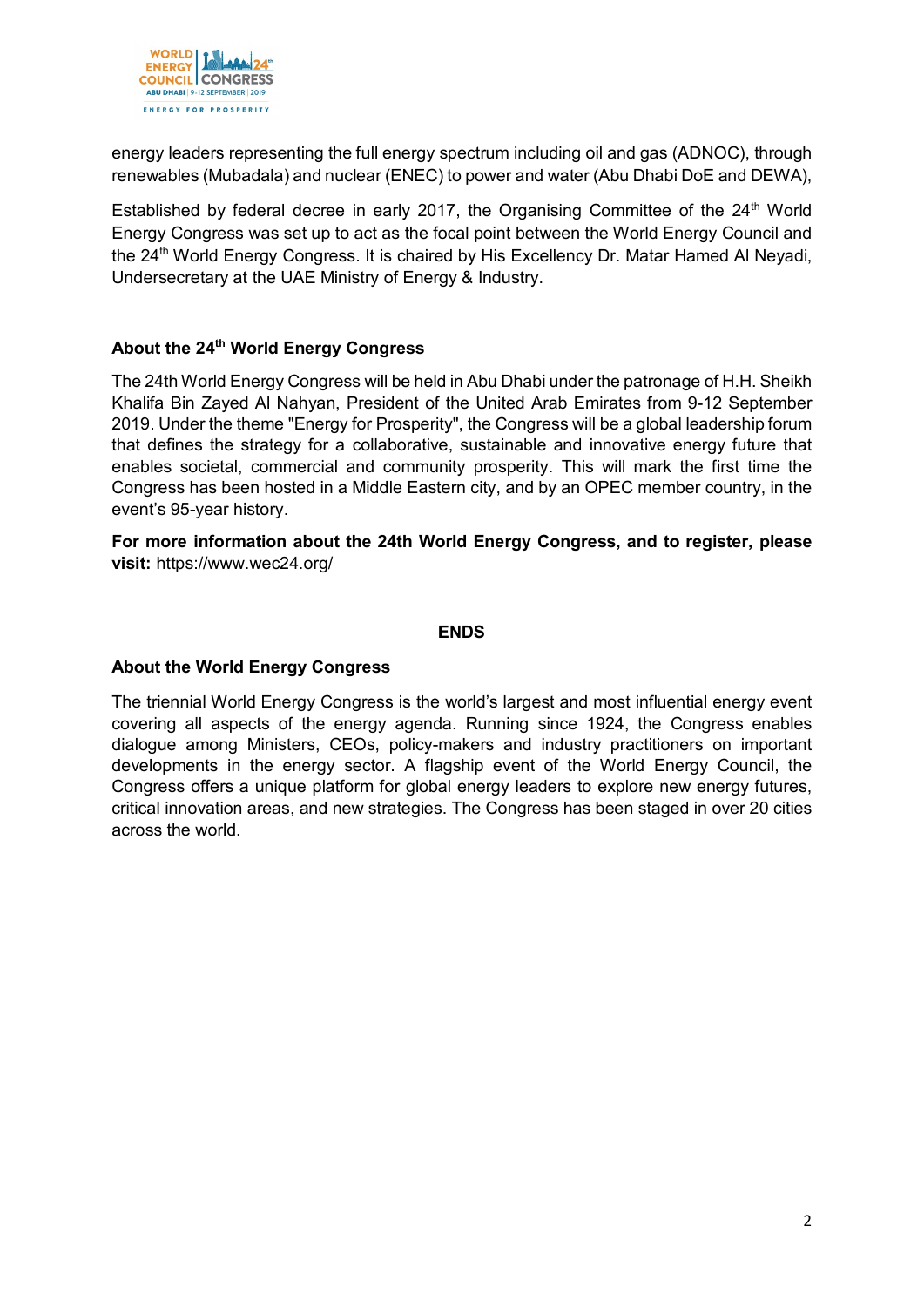energy leaders representing the full energy spectrum including oil and gas (ADNOC), through renewables (Mubadala) and nuclear (ENEC) to power and water (Abu Dhabi DoE and DEWA),

Established by federal decree in early 2017, the Organising Committee of the 24th World Energy Congress was set up to act as the focal point between the World Energy Council and the 24th World Energy Congress. It is chaired by His Excellency Dr. Matar Hamed Al Neyadi, Undersecretary at the UAE Ministry of Energy & Industry.

### About the 24th World Energy Congress

The 24th World Energy Congress will be held in Abu Dhabi under the patronage of H.H. Sheikh Khalifa Bin Zayed Al Nahyan, President of the United Arab Emirates from 9-12 September 2019. Under the theme "Energy for Prosperity", the Congress will be a global leadership forum that defines the strategy for a collaborative, sustainable and innovative energy future that enables societal, commercial and community prosperity. This will mark the first time the Congress has been hosted in a Middle Eastern city, and by an OPEC member country, in the event's 95-year history.

**For more information about the 24th World Energy Congress, and to register, please visit:** https://www.wec24.org/

**ENDS**

### About the World Energy Congress

The triennial World Energy Congress is the world's largest and most influential energy event covering all aspects of the energy agenda. Running since 1924, the Congress enables dialogue among Ministers, CEOs, policy-makers and industry practitioners on important developments in the energy sector. A flagship event of the World Energy Council, the Congress offers a unique platform for global energy leaders to explore new energy futures, critical innovation areas, and new strategies. The Congress has been staged in over 20 cities across the world.